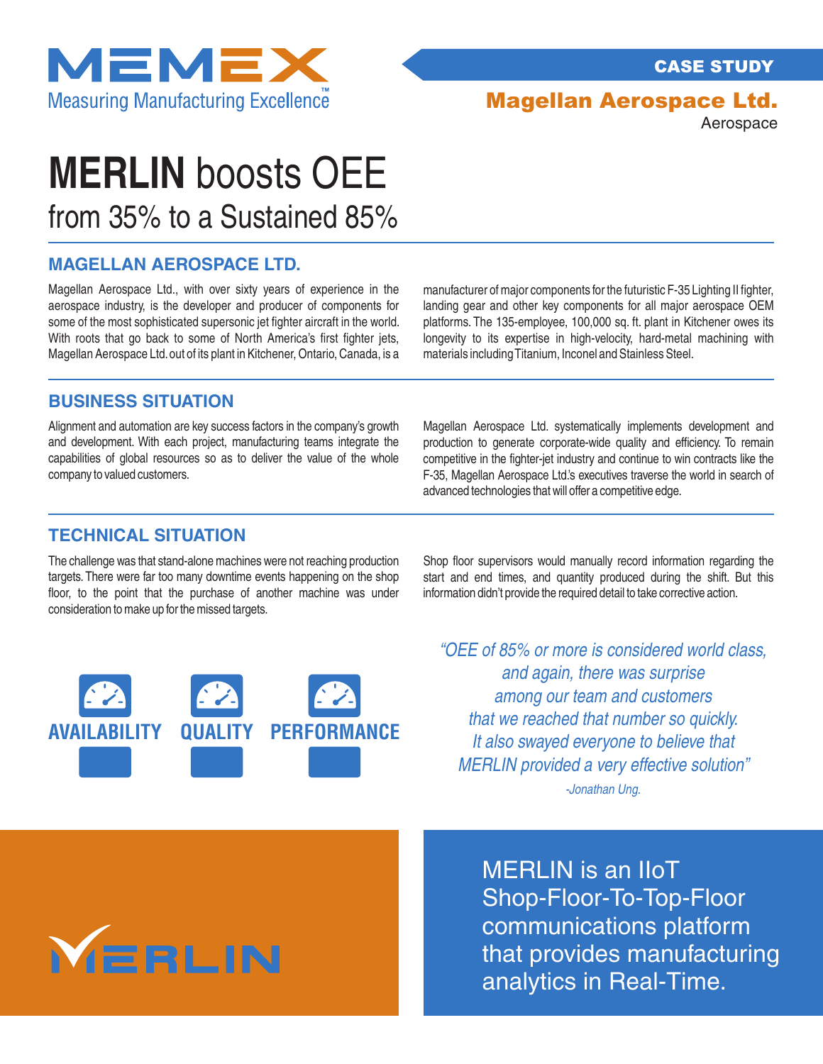MEMEX

Measuring Manufacturing Excellence™

CASE STUDY

**Magellan Aerospace Ltd.**

Aerospace

# **MERLIN** boosts OEE from 35% to a Sustained 85%

## MAGELLAN AEROSPACE LTD.

Magellan Aerospace Ltd., with over sixty years of experience in the aerospace industry, is the developer and producer of components for some of the most sophisticated supersonic jet fighter aircraft in the world. With roots that go back to some of North America's first fighter jets, Magellan Aerospace Ltd. out of its plant in Kitchener, Ontario, Canada, is a manufacturer of major components for the futuristic F-35 Lighting II fighter, landing gear and other key components for all major aerospace OEM platforms. The 135-employee, 100,000 sq. ft. plant in Kitchener owes its longevity to its expertise in high-velocity, hard-metal machining with materials including Titanium, Inconel and Stainless Steel.

## BUSINESS SITUATION

Alignment and automation are key success factors in the company's growth and development. With each project, manufacturing teams integrate the capabilities of global resources so as to deliver the value of the whole company to valued customers.

Magellan Aerospace Ltd. systematically implements development and production to generate corporate-wide quality and efficiency. To remain competitive in the fighter-jet industry and continue to win contracts like the F-35, Magellan Aerospace Ltd.'s executives traverse the world in search of advanced technologies that will offer a competitive edge.

## TECHNICAL SITUATION

The challenge was that stand-alone machines were not reaching production targets. There were far too many downtime events happening on the shop floor, to the point that the purchase of another machine was under consideration to make up for the missed targets.

Shop floor supervisors would manually record information regarding the start and end times, and quantity produced during the shift. But this information didn't provide the required detail to take corrective action.

AVAILABILITY QUALITY PERFORMANCE

*"OEE of 85% or more is considered world class, and again, there was surprise among our team and customers that we reached that number so quickly. It also swayed everyone to believe that MERLIN provided a very effective solution"*

*-Jonathan Ung.*

MERLIN

MERLIN is an IIoT Shop-Floor-To-Top-Floor communications platform that provides manufacturing analytics in Real-Time.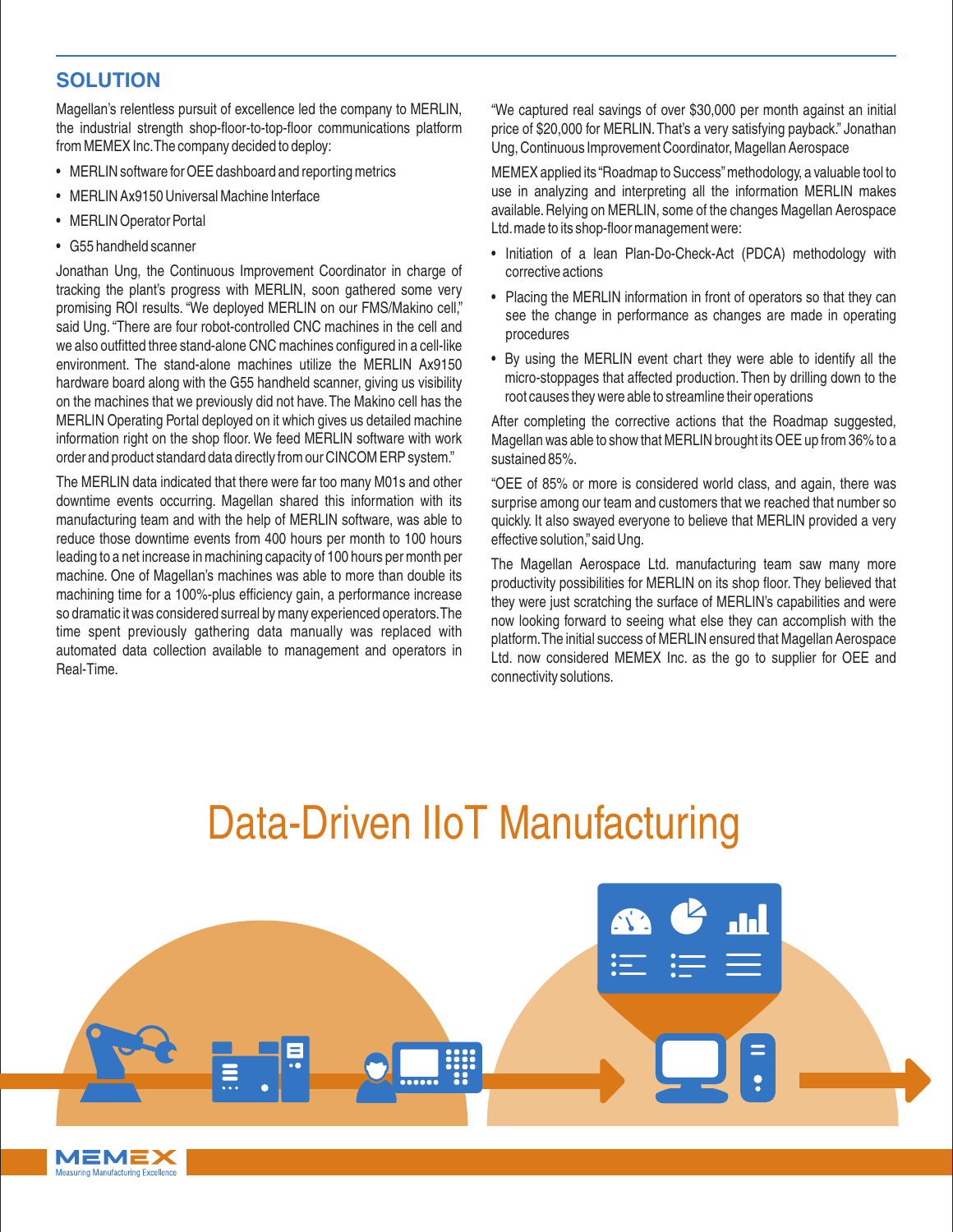## SOLUTION

Magellan's relentless pursuit of excellence led the company to MERLIN, the industrial strength shop-floor-to-top-floor communications platform from MEMEX Inc. The company decided to deploy:

- MERLIN software for OEE dashboard and reporting metrics
- MERLIN Ax9150 Universal Machine Interface
- MERLIN Operator Portal
- G55 handheld scanner

Jonathan Ung, the Continuous Improvement Coordinator in charge of tracking the plant's progress with MERLIN, soon gathered some very promising ROI results. "We deployed MERLIN on our FMS/Makino cell," said Ung. "There are four robot-controlled CNC machines in the cell and we also outfitted three stand-alone CNC machines configured in a cell-like environment. The stand-alone machines utilize the MERLIN Ax9150 hardware board along with the G55 handheld scanner, giving us visibility on the machines that we previously did not have. The Makino cell has the MERLIN Operating Portal deployed on it which gives us detailed machine information right on the shop floor. We feed MERLIN software with work order and product standard data directly from our CINCOM ERP system."

The MERLIN data indicated that there were far too many M01s and other downtime events occurring. Magellan shared this information with its manufacturing team and with the help of MERLIN software, was able to reduce those downtime events from 400 hours per month to 100 hours leading to a net increase in machining capacity of 100 hours per month per machine. One of Magellan's machines was able to more than double its machining time for a 100%-plus efficiency gain, a performance increase so dramatic it was considered surreal by many experienced operators. The time spent previously gathering data manually was replaced with automated data collection available to management and operators in Real-Time.

"We captured real savings of over $30,000 per month against an initial price of $20,000 for MERLIN. That's a very satisfying payback." Jonathan Ung, Continuous Improvement Coordinator, Magellan Aerospace

MEMEX applied its "Roadmap to Success" methodology, a valuable tool to use in analyzing and interpreting all the information MERLIN makes available. Relying on MERLIN, some of the changes Magellan Aerospace Ltd. made to its shop-floor management were:

- Initiation of a lean Plan-Do-Check-Act (PDCA) methodology with corrective actions
- Placing the MERLIN information in front of operators so that they can see the change in performance as changes are made in operating procedures
- By using the MERLIN event chart they were able to identify all the micro-stoppages that affected production. Then by drilling down to the root causes they were able to streamline their operations

After completing the corrective actions that the Roadmap suggested, Magellan was able to show that MERLIN brought its OEE up from 36% to a sustained 85%.

"OEE of 85% or more is considered world class, and again, there was surprise among our team and customers that we reached that number so quickly. It also swayed everyone to believe that MERLIN provided a very effective solution," said Ung.

The Magellan Aerospace Ltd. manufacturing team saw many more productivity possibilities for MERLIN on its shop floor. They believed that they were just scratching the surface of MERLIN's capabilities and were now looking forward to seeing what else they can accomplish with the platform. The initial success of MERLIN ensured that Magellan Aerospace Ltd. now considered MEMEX Inc. as the go to supplier for OEE and connectivity solutions.

# Data-Driven IIoT Manufacturing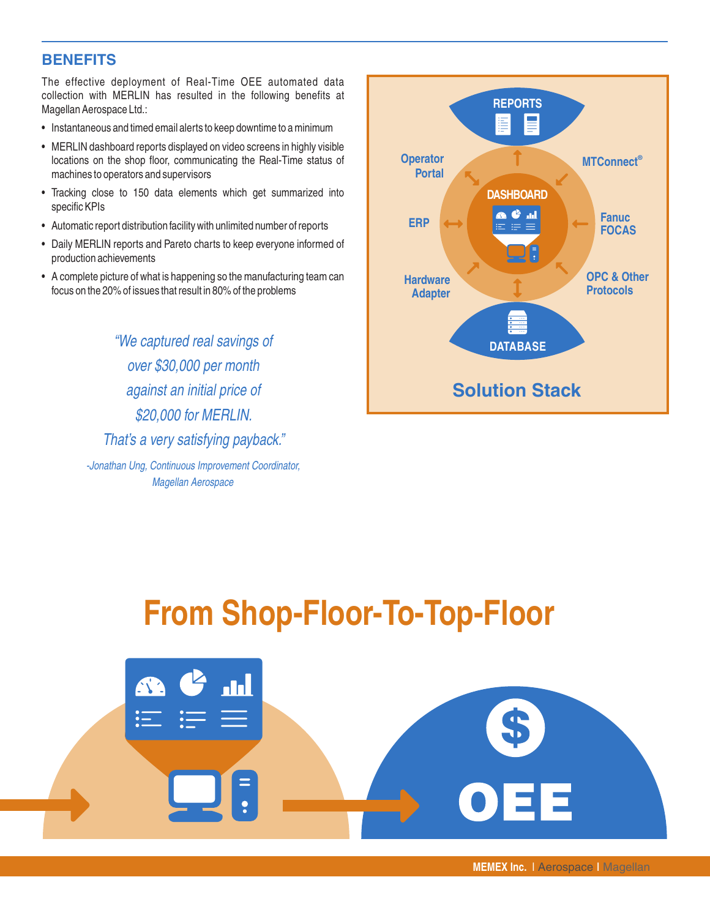## BENEFITS

The effective deployment of Real-Time OEE automated data collection with MERLIN has resulted in the following benefits at Magellan Aerospace Ltd.:

- Instantaneous and timed email alerts to keep downtime to a minimum
- MERLIN dashboard reports displayed on video screens in highly visible locations on the shop floor, communicating the Real-Time status of machines to operators and supervisors
- Tracking close to 150 data elements which get summarized into specific KPIs
- Automatic report distribution facility with unlimited number of reports
- Daily MERLIN reports and Pareto charts to keep everyone informed of production achievements
- A complete picture of what is happening so the manufacturing team can focus on the 20% of issues that result in 80% of the problems

*"We captured real savings of over $30,000 per month against an initial price of $20,000 for MERLIN. That's a very satisfying payback."*

*-Jonathan Ung, Continuous Improvement Coordinator, Magellan Aerospace*

REPORTS

Operator Portal

MTConnect®

DASHBOARD

ERP

Fanuc FOCAS

Hardware Adapter

OPC & Other Protocols

DATABASE

**Solution Stack**

# From Shop-Floor-To-Top-Floor

OEE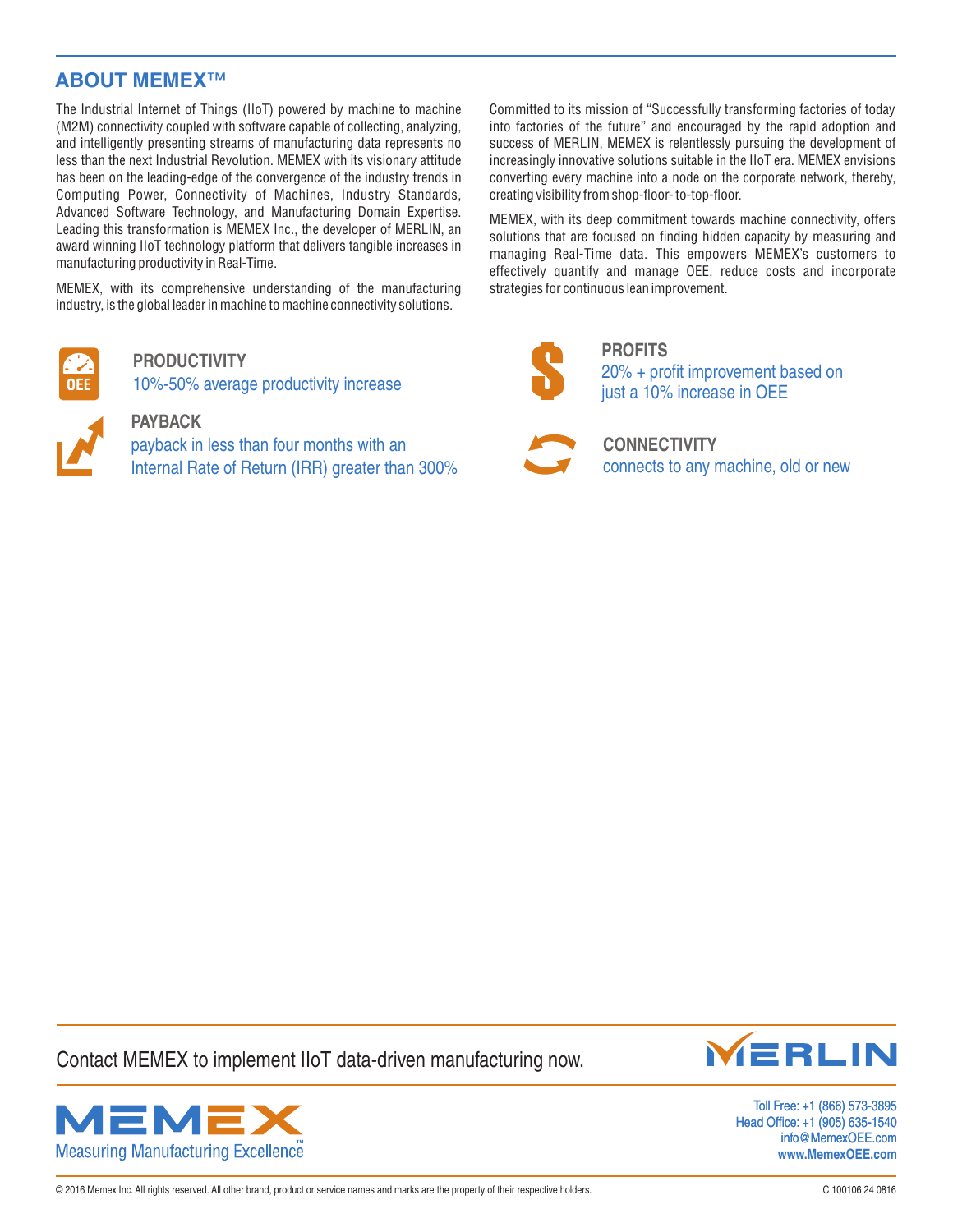## ABOUT MEMEX™

The Industrial Internet of Things (IIoT) powered by machine to machine (M2M) connectivity coupled with software capable of collecting, analyzing, and intelligently presenting streams of manufacturing data represents no less than the next Industrial Revolution. MEMEX with its visionary attitude has been on the leading-edge of the convergence of the industry trends in Computing Power, Connectivity of Machines, Industry Standards, Advanced Software Technology, and Manufacturing Domain Expertise. Leading this transformation is MEMEX Inc., the developer of MERLIN, an award winning IIoT technology platform that delivers tangible increases in manufacturing productivity in Real-Time.

MEMEX, with its comprehensive understanding of the manufacturing industry, is the global leader in machine to machine connectivity solutions.

Committed to its mission of "Successfully transforming factories of today into factories of the future" and encouraged by the rapid adoption and success of MERLIN, MEMEX is relentlessly pursuing the development of increasingly innovative solutions suitable in the IIoT era. MEMEX envisions converting every machine into a node on the corporate network, thereby, creating visibility from shop-floor- to-top-floor.

MEMEX, with its deep commitment towards machine connectivity, offers solutions that are focused on finding hidden capacity by measuring and managing Real-Time data. This empowers MEMEX's customers to effectively quantify and manage OEE, reduce costs and incorporate strategies for continuous lean improvement.

**PRODUCTIVITY**
10%-50% average productivity increase

**PAYBACK**
payback in less than four months with an Internal Rate of Return (IRR) greater than 300%

**PROFITS**
20% + profit improvement based on just a 10% increase in OEE

**CONNECTIVITY**
connects to any machine, old or new

Contact MEMEX to implement IIoT data-driven manufacturing now.

MERLIN

MEMEX
Measuring Manufacturing Excellence™

Toll Free: +1 (866) 573-3895
Head Office: +1 (905) 635-1540
info@MemexOEE.com
**www.MemexOEE.com**

© 2016 Memex Inc. All rights reserved. All other brand, product or service names and marks are the property of their respective holders.

C 100106 24 0816